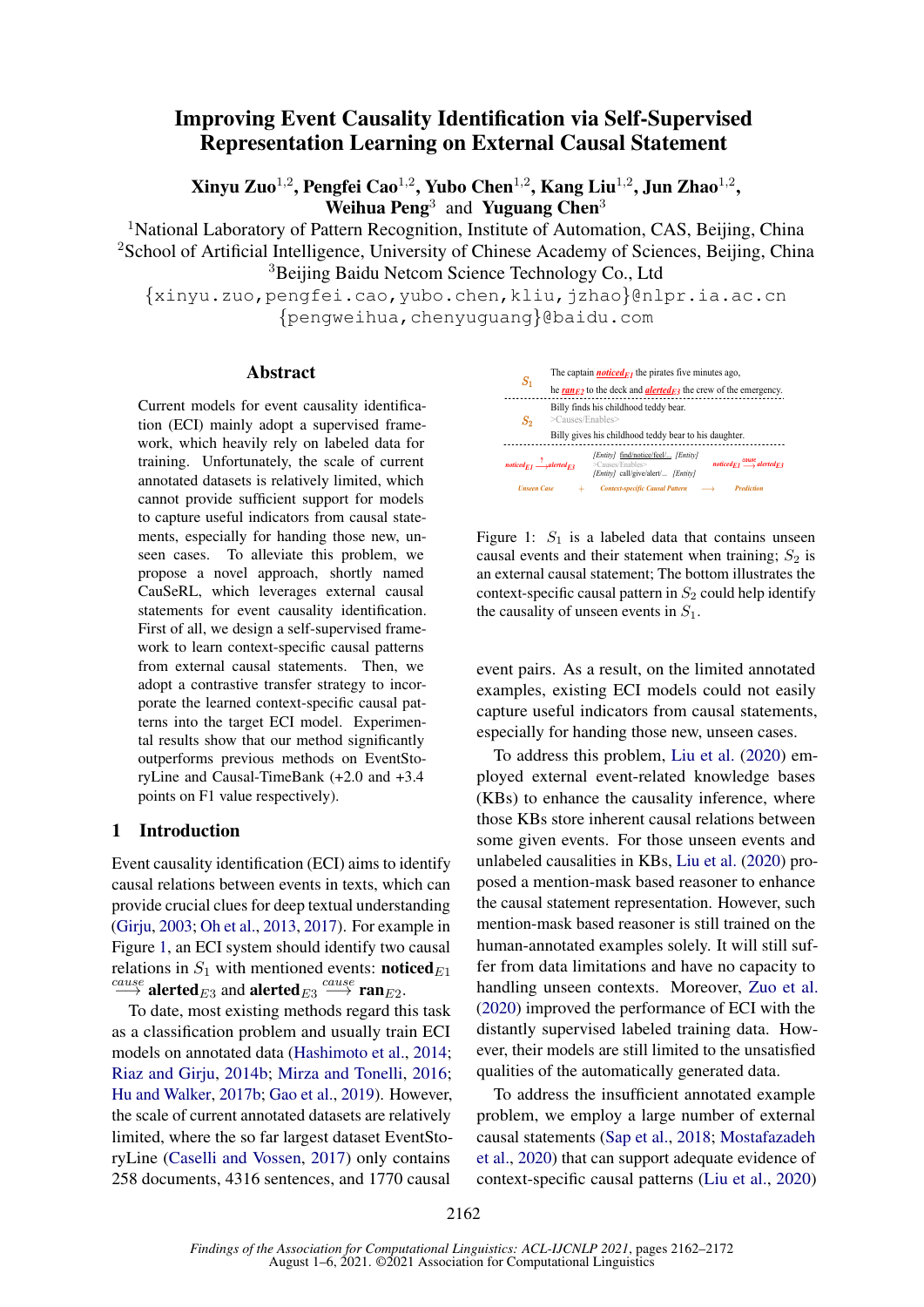# Improving Event Causality Identification via Self-Supervised Representation Learning on External Causal Statement

**Xinyu Zuo[1,2], Pengfei Cao[1,2], Yubo Chen[1,2], Kang Liu[1,2], Jun Zhao[1,2], Weihua Peng[3] and Yuguang Chen[3]**

[1]National Laboratory of Pattern Recognition, Institute of Automation, CAS, Beijing, China
[2]School of Artificial Intelligence, University of Chinese Academy of Sciences, Beijing, China
[3]Beijing Baidu Netcom Science Technology Co., Ltd

{xinyu.zuo,pengfei.cao,yubo.chen,kliu,jzhao}@nlpr.ia.ac.cn
{pengweihua,chenyuguang}@baidu.com

## Abstract

Current models for event causality identification (ECI) mainly adopt a supervised framework, which heavily rely on labeled data for training. Unfortunately, the scale of current annotated datasets is relatively limited, which cannot provide sufficient support for models to capture useful indicators from causal statements, especially for handing those new, unseen cases. To alleviate this problem, we propose a novel approach, shortly named CauSeRL, which leverages external causal statements for event causality identification. First of all, we design a self-supervised framework to learn context-specific causal patterns from external causal statements. Then, we adopt a contrastive transfer strategy to incorporate the learned context-specific causal patterns into the target ECI model. Experimental results show that our method significantly outperforms previous methods on EventStoryLine and Causal-TimeBank (+2.0 and +3.4 points on F1 value respectively).

## 1 Introduction

Event causality identification (ECI) aims to identify causal relations between events in texts, which can provide crucial clues for deep textual understanding (Girju, 2003; Oh et al., 2013, 2017). For example in Figure 1, an ECI system should identify two causal relations in $S_1$ with mentioned events: **noticed**$_{E1}$ $\xrightarrow{cause}$ **alerted**$_{E3}$ and **alerted**$_{E3}$ $\xrightarrow{cause}$ **ran**$_{E2}$.

To date, most existing methods regard this task as a classification problem and usually train ECI models on annotated data (Hashimoto et al., 2014; Riaz and Girju, 2014b; Mirza and Tonelli, 2016; Hu and Walker, 2017b; Gao et al., 2019). However, the scale of current annotated datasets are relatively limited, where the so far largest dataset EventStoryLine (Caselli and Vossen, 2017) only contains 258 documents, 4316 sentences, and 1770 causal event pairs. As a result, on the limited annotated examples, existing ECI models could not easily capture useful indicators from causal statements, especially for handing those new, unseen cases.

$S_1$: The captain **noticed**$_{E1}$ the pirates five minutes ago, he **ran**$_{E2}$ to the deck and **alerted**$_{E3}$ the crew of the emergency.

$S_2$: Billy finds his childhood teddy bear. >Causes/Enables> Billy gives his childhood teddy bear to his daughter.

noticed$_{E1}$ $\xrightarrow{?}$ alerted$_{E3}$ + [Entity] find/notice/feel/... [Entity] >Causes/Enables> [Entity] call/give/alert/... [Entity] $\longrightarrow$ noticed$_{E1}$ $\xrightarrow{cause}$ alerted$_{E3}$

Unseen Case + Context-specific Causal Pattern $\longrightarrow$ Prediction

Figure 1: $S_1$ is a labeled data that contains unseen causal events and their statement when training; $S_2$ is an external causal statement; The bottom illustrates the context-specific causal pattern in $S_2$ could help identify the causality of unseen events in $S_1$.

To address this problem, Liu et al. (2020) employed external event-related knowledge bases (KBs) to enhance the causality inference, where those KBs store inherent causal relations between some given events. For those unseen events and unlabeled causalities in KBs, Liu et al. (2020) proposed a mention-mask based reasoner to enhance the causal statement representation. However, such mention-mask based reasoner is still trained on the human-annotated examples solely. It will still suffer from data limitations and have no capacity to handling unseen contexts. Moreover, Zuo et al. (2020) improved the performance of ECI with the distantly supervised labeled training data. However, their models are still limited to the unsatisfied qualities of the automatically generated data.

To address the insufficient annotated example problem, we employ a large number of external causal statements (Sap et al., 2018; Mostafazadeh et al., 2020) that can support adequate evidence of context-specific causal patterns (Liu et al., 2020)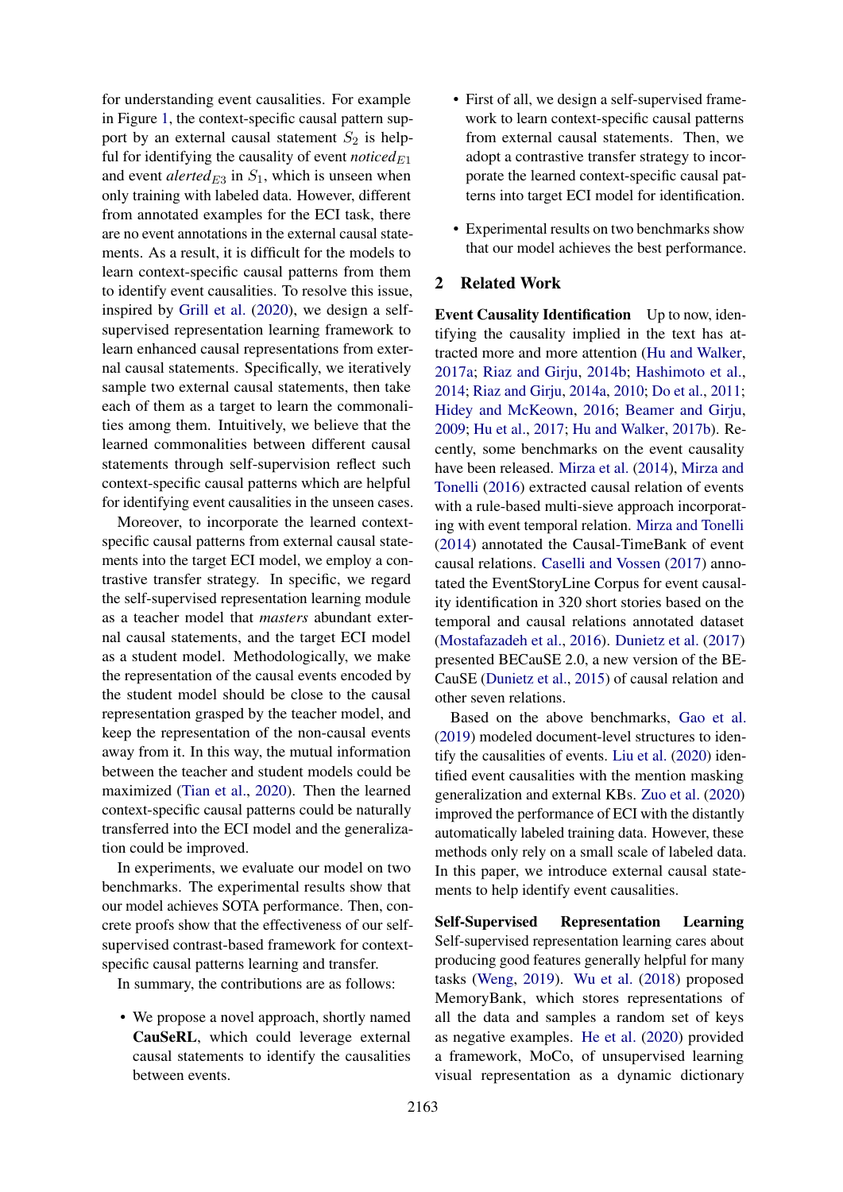for understanding event causalities. For example in Figure 1, the context-specific causal pattern support by an external causal statement $S_2$ is helpful for identifying the causality of event *noticed*$_{E1}$ and event *alerted*$_{E3}$ in $S_1$, which is unseen when only training with labeled data. However, different from annotated examples for the ECI task, there are no event annotations in the external causal statements. As a result, it is difficult for the models to learn context-specific causal patterns from them to identify event causalities. To resolve this issue, inspired by Grill et al. (2020), we design a self-supervised representation learning framework to learn enhanced causal representations from external causal statements. Specifically, we iteratively sample two external causal statements, then take each of them as a target to learn the commonalities among them. Intuitively, we believe that the learned commonalities between different causal statements through self-supervision reflect such context-specific causal patterns which are helpful for identifying event causalities in the unseen cases.

Moreover, to incorporate the learned context-specific causal patterns from external causal statements into the target ECI model, we employ a contrastive transfer strategy. In specific, we regard the self-supervised representation learning module as a teacher model that *masters* abundant external causal statements, and the target ECI model as a student model. Methodologically, we make the representation of the causal events encoded by the student model should be close to the causal representation grasped by the teacher model, and keep the representation of the non-causal events away from it. In this way, the mutual information between the teacher and student models could be maximized (Tian et al., 2020). Then the learned context-specific causal patterns could be naturally transferred into the ECI model and the generalization could be improved.

In experiments, we evaluate our model on two benchmarks. The experimental results show that our model achieves SOTA performance. Then, concrete proofs show that the effectiveness of our self-supervised contrast-based framework for context-specific causal patterns learning and transfer.

In summary, the contributions are as follows:

- We propose a novel approach, shortly named **CauSeRL**, which could leverage external causal statements to identify the causalities between events.
- First of all, we design a self-supervised framework to learn context-specific causal patterns from external causal statements. Then, we adopt a contrastive transfer strategy to incorporate the learned context-specific causal patterns into target ECI model for identification.
- Experimental results on two benchmarks show that our model achieves the best performance.

## 2 Related Work

**Event Causality Identification** Up to now, identifying the causality implied in the text has attracted more and more attention (Hu and Walker, 2017a; Riaz and Girju, 2014b; Hashimoto et al., 2014; Riaz and Girju, 2014a, 2010; Do et al., 2011; Hidey and McKeown, 2016; Beamer and Girju, 2009; Hu et al., 2017; Hu and Walker, 2017b). Recently, some benchmarks on the event causality have been released. Mirza et al. (2014), Mirza and Tonelli (2016) extracted causal relation of events with a rule-based multi-sieve approach incorporating with event temporal relation. Mirza and Tonelli (2014) annotated the Causal-TimeBank of event causal relations. Caselli and Vossen (2017) annotated the EventStoryLine Corpus for event causality identification in 320 short stories based on the temporal and causal relations annotated dataset (Mostafazadeh et al., 2016). Dunietz et al. (2017) presented BECauSE 2.0, a new version of the BECauSE (Dunietz et al., 2015) of causal relation and other seven relations.

Based on the above benchmarks, Gao et al. (2019) modeled document-level structures to identify the causalities of events. Liu et al. (2020) identified event causalities with the mention masking generalization and external KBs. Zuo et al. (2020) improved the performance of ECI with the distantly automatically labeled training data. However, these methods only rely on a small scale of labeled data. In this paper, we introduce external causal statements to help identify event causalities.

**Self-Supervised Representation Learning** Self-supervised representation learning cares about producing good features generally helpful for many tasks (Weng, 2019). Wu et al. (2018) proposed MemoryBank, which stores representations of all the data and samples a random set of keys as negative examples. He et al. (2020) provided a framework, MoCo, of unsupervised learning visual representation as a dynamic dictionary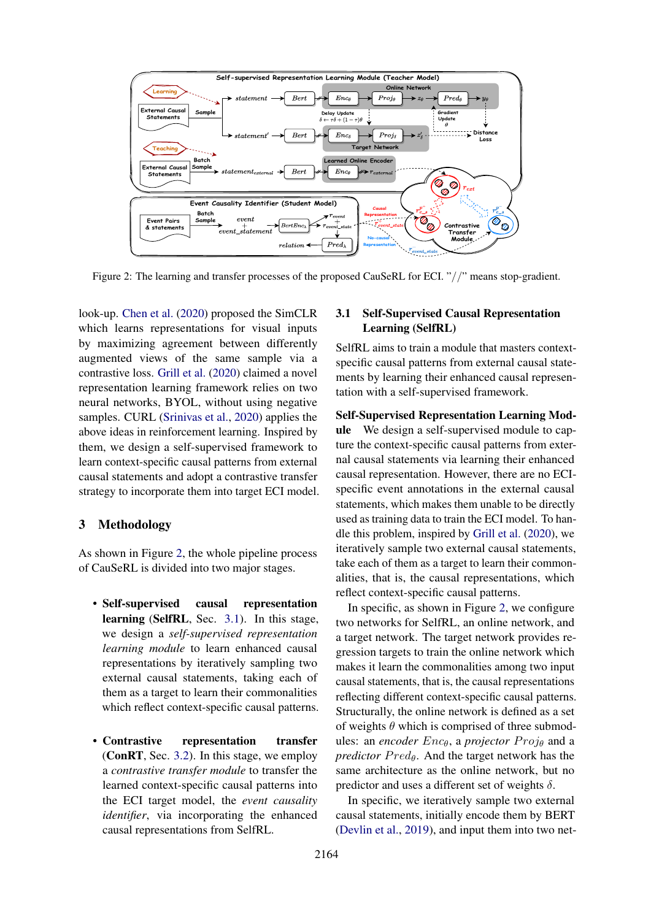Figure 2: The learning and transfer processes of the proposed CauSeRL for ECI. "//" means stop-gradient.

look-up. Chen et al. (2020) proposed the SimCLR which learns representations for visual inputs by maximizing agreement between differently augmented views of the same sample via a contrastive loss. Grill et al. (2020) claimed a novel representation learning framework relies on two neural networks, BYOL, without using negative samples. CURL (Srinivas et al., 2020) applies the above ideas in reinforcement learning. Inspired by them, we design a self-supervised framework to learn context-specific causal patterns from external causal statements and adopt a contrastive transfer strategy to incorporate them into target ECI model.

## 3 Methodology

As shown in Figure 2, the whole pipeline process of CauSeRL is divided into two major stages.

- **Self-supervised causal representation learning** (**SelfRL**, Sec. 3.1). In this stage, we design a *self-supervised representation learning module* to learn enhanced causal representations by iteratively sampling two external causal statements, taking each of them as a target to learn their commonalities which reflect context-specific causal patterns.

- **Contrastive representation transfer** (**ConRT**, Sec. 3.2). In this stage, we employ a *contrastive transfer module* to transfer the learned context-specific causal patterns into the ECI target model, the *event causality identifier*, via incorporating the enhanced causal representations from SelfRL.

### 3.1 Self-Supervised Causal Representation Learning (SelfRL)

SelfRL aims to train a module that masters context-specific causal patterns from external causal statements by learning their enhanced causal representation with a self-supervised framework.

**Self-Supervised Representation Learning Module** We design a self-supervised module to capture the context-specific causal patterns from external causal statements via learning their enhanced causal representation. However, there are no ECI-specific event annotations in the external causal statements, which makes them unable to be directly used as training data to train the ECI model. To handle this problem, inspired by Grill et al. (2020), we iteratively sample two external causal statements, take each of them as a target to learn their commonalities, that is, the causal representations, which reflect context-specific causal patterns.

In specific, as shown in Figure 2, we configure two networks for SelfRL, an online network, and a target network. The target network provides regression targets to train the online network which makes it learn the commonalities among two input causal statements, that is, the causal representations reflecting different context-specific causal patterns. Structurally, the online network is defined as a set of weights $\theta$ which is comprised of three submodules: an *encoder* $Enc_\theta$, a *projector* $Proj_\theta$ and a *predictor* $Pred_\theta$. And the target network has the same architecture as the online network, but no predictor and uses a different set of weights $\delta$.

In specific, we iteratively sample two external causal statements, initially encode them by BERT (Devlin et al., 2019), and input them into two net-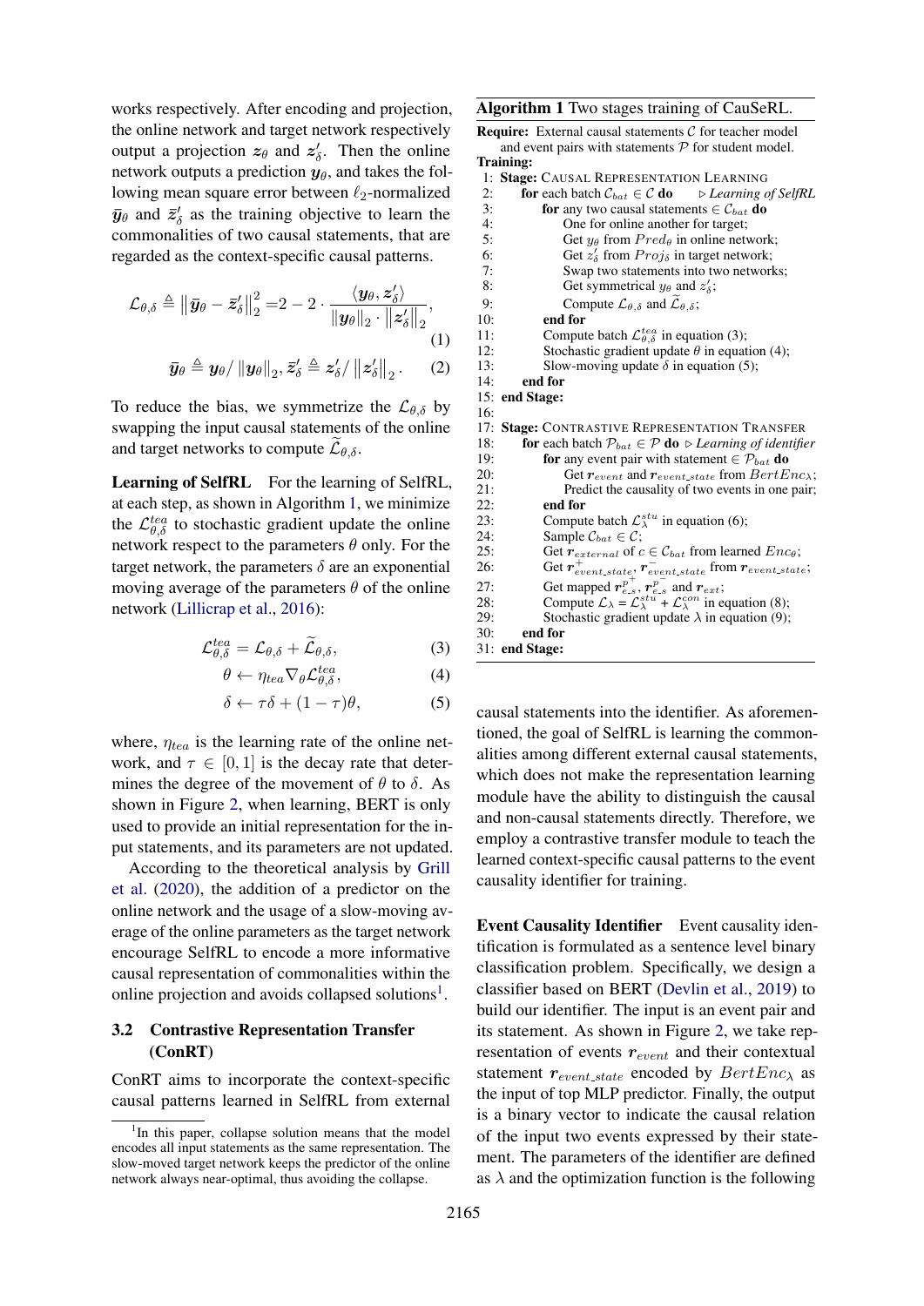works respectively. After encoding and projection, the online network and target network respectively output a projection $\boldsymbol{z}_\theta$ and $\boldsymbol{z}'_\delta$. Then the online network outputs a prediction $\boldsymbol{y}_\theta$, and takes the following mean square error between $\ell_2$-normalized $\bar{\boldsymbol{y}}_\theta$ and $\bar{\boldsymbol{z}}'_\delta$ as the training objective to learn the commonalities of two causal statements, that are regarded as the context-specific causal patterns.

$$\mathcal{L}_{\theta,\delta} \triangleq \left\| \bar{\boldsymbol{y}}_\theta - \bar{\boldsymbol{z}}'_\delta \right\|_2^2 = 2 - 2 \cdot \frac{\langle \boldsymbol{y}_\theta, \boldsymbol{z}'_\delta \rangle}{\|\boldsymbol{y}_\theta\|_2 \cdot \left\|\boldsymbol{z}'_\delta\right\|_2}, \tag{1}$$

$$\bar{\boldsymbol{y}}_\theta \triangleq \boldsymbol{y}_\theta / \|\boldsymbol{y}_\theta\|_2, \bar{\boldsymbol{z}}'_\delta \triangleq \boldsymbol{z}'_\delta / \left\|\boldsymbol{z}'_\delta\right\|_2. \tag{2}$$

To reduce the bias, we symmetrize the $\mathcal{L}_{\theta,\delta}$ by swapping the input causal statements of the online and target networks to compute $\widetilde{\mathcal{L}}_{\theta,\delta}$.

**Learning of SelfRL** For the learning of SelfRL, at each step, as shown in Algorithm 1, we minimize the $\mathcal{L}^{tea}_{\theta,\delta}$ to stochastic gradient update the online network respect to the parameters $\theta$ only. For the target network, the parameters $\delta$ are an exponential moving average of the parameters $\theta$ of the online network (Lillicrap et al., 2016):

$$\mathcal{L}^{tea}_{\theta,\delta} = \mathcal{L}_{\theta,\delta} + \widetilde{\mathcal{L}}_{\theta,\delta}, \tag{3}$$

$$\theta \leftarrow \eta_{tea} \nabla_\theta \mathcal{L}^{tea}_{\theta,\delta}, \tag{4}$$

$$\delta \leftarrow \tau\delta + (1-\tau)\theta, \tag{5}$$

where, $\eta_{tea}$ is the learning rate of the online network, and $\tau \in [0, 1]$ is the decay rate that determines the degree of the movement of $\theta$ to $\delta$. As shown in Figure 2, when learning, BERT is only used to provide an initial representation for the input statements, and its parameters are not updated.

According to the theoretical analysis by Grill et al. (2020), the addition of a predictor on the online network and the usage of a slow-moving average of the online parameters as the target network encourage SelfRL to encode a more informative causal representation of commonalities within the online projection and avoids collapsed solutions[1].

[1]In this paper, collapse solution means that the model encodes all input statements as the same representation. The slow-moved target network keeps the predictor of the online network always near-optimal, thus avoiding the collapse.

### 3.2 Contrastive Representation Transfer (ConRT)

ConRT aims to incorporate the context-specific causal patterns learned in SelfRL from external causal statements into the identifier. As aforementioned, the goal of SelfRL is learning the commonalities among different external causal statements, which does not make the representation learning module have the ability to distinguish the causal and non-causal statements directly. Therefore, we employ a contrastive transfer module to teach the learned context-specific causal patterns to the event causality identifier for training.

**Algorithm 1** Two stages training of CauSeRL.

```
Require: External causal statements C for teacher model
    and event pairs with statements P for student model.
Training:
 1: Stage: CAUSAL REPRESENTATION LEARNING
 2:   for each batch C_bat ∈ C do      ▷ Learning of SelfRL
 3:     for any two causal statements ∈ C_bat do
 4:       One for online another for target;
 5:       Get y_θ from Pred_θ in online network;
 6:       Get z'_δ from Proj_δ in target network;
 7:       Swap two statements into two networks;
 8:       Get symmetrical y_θ and z'_δ;
 9:       Compute L_{θ,δ} and L̃_{θ,δ};
10:     end for
11:     Compute batch L^tea_{θ,δ} in equation (3);
12:     Stochastic gradient update θ in equation (4);
13:     Slow-moving update δ in equation (5);
14:   end for
15: end Stage:
16:
17: Stage: CONTRASTIVE REPRESENTATION TRANSFER
18:   for each batch P_bat ∈ P do   ▷ Learning of identifier
19:     for any event pair with statement ∈ P_bat do
20:       Get r_event and r_event_state from BertEnc_λ;
21:       Predict the causality of two events in one pair;
22:     end for
23:     Compute batch L^stu_λ in equation (6);
24:     Sample C_bat ∈ C;
25:     Get r_external of c ∈ C_bat from learned Enc_θ;
26:     Get r^+_event_state, r^-_event_state from r_event_state;
27:     Get mapped r^{p+}_{e-s}, r^{p-}_{e-s} and r_ext;
28:     Compute L_λ = L^stu_λ + L^con_λ in equation (8);
29:     Stochastic gradient update λ in equation (9);
30:   end for
31: end Stage:
```

**Event Causality Identifier** Event causality identification is formulated as a sentence level binary classification problem. Specifically, we design a classifier based on BERT (Devlin et al., 2019) to build our identifier. The input is an event pair and its statement. As shown in Figure 2, we take representation of events $\boldsymbol{r}_{event}$ and their contextual statement $\boldsymbol{r}_{event\_state}$ encoded by $BertEnc_\lambda$ as the input of top MLP predictor. Finally, the output is a binary vector to indicate the causal relation of the input two events expressed by their statement. The parameters of the identifier are defined as $\lambda$ and the optimization function is the following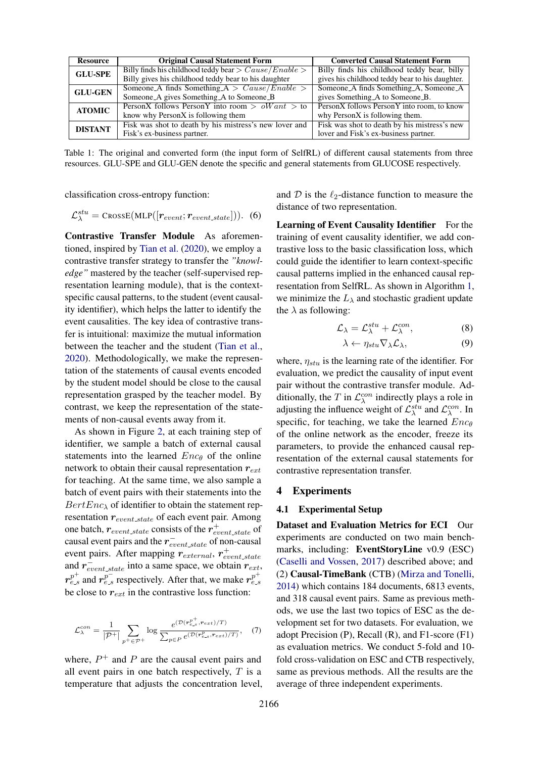| Resource | Original Causal Statement Form | Converted Causal Statement Form |
|---|---|---|
| **GLU-SPE** | Billy finds his childhood teddy bear $> Cause/Enable >$ Billy gives his childhood teddy bear to his daughter | Billy finds his childhood teddy bear, billy gives his childhood teddy bear to his daughter. |
| **GLU-GEN** | Someone_A finds Something_A $> Cause/Enable >$ Someone_A gives Something_A to Someone_B | Someone_A finds Something_A, Someone_A gives Something_A to Someone_B. |
| **ATOMIC** | PersonX follows PersonY into room $> oWant >$ to know why PersonX is following them | PersonX follows PersonY into room, to know why PersonX is following them. |
| **DISTANT** | Fisk was shot to death by his mistress's new lover and Fisk's ex-business partner. | Fisk was shot to death by his mistress's new lover and Fisk's ex-business partner. |

Table 1: The original and converted form (the input form of SelfRL) of different causal statements from three resources. GLU-SPE and GLU-GEN denote the specific and general statements from GLUCOSE respectively.

classification cross-entropy function:

$$\mathcal{L}_{\lambda}^{stu} = \text{CrossE}(\text{MLP}([\boldsymbol{r}_{event}; \boldsymbol{r}_{event\_state}])). \quad (6)$$

**Contrastive Transfer Module** As aforementioned, inspired by Tian et al. (2020), we employ a contrastive transfer strategy to transfer the *"knowledge"* mastered by the teacher (self-supervised representation learning module), that is the context-specific causal patterns, to the student (event causality identifier), which helps the latter to identify the event causalities. The key idea of contrastive transfer is intuitional: maximize the mutual information between the teacher and the student (Tian et al., 2020). Methodologically, we make the representation of the statements of causal events encoded by the student model should be close to the causal representation grasped by the teacher model. By contrast, we keep the representation of the statements of non-causal events away from it.

As shown in Figure 2, at each training step of identifier, we sample a batch of external causal statements into the learned $Enc_{\theta}$ of the online network to obtain their causal representation $\boldsymbol{r}_{ext}$ for teaching. At the same time, we also sample a batch of event pairs with their statements into the $BertEnc_{\lambda}$ of identifier to obtain the statement representation $\boldsymbol{r}_{event\_state}$ of each event pair. Among one batch, $\boldsymbol{r}_{event\_state}$ consists of the $\boldsymbol{r}^{+}_{event\_state}$ of causal event pairs and the $\boldsymbol{r}^{-}_{event\_state}$ of non-causal event pairs. After mapping $\boldsymbol{r}_{external}$, $\boldsymbol{r}^{+}_{event\_state}$ and $\boldsymbol{r}^{-}_{event\_state}$ into a same space, we obtain $\boldsymbol{r}_{ext}$, $\boldsymbol{r}^{p^+}_{e\_s}$ and $\boldsymbol{r}^{p^-}_{e\_s}$ respectively. After that, we make $\boldsymbol{r}^{p^+}_{e\_s}$ be close to $\boldsymbol{r}_{ext}$ in the contrastive loss function:

$$\mathcal{L}_{\lambda}^{con} = \frac{1}{|\mathcal{P}^{+}|} \sum_{p^{+} \in \mathcal{P}^{+}} \log \frac{e^{(\mathcal{D}(\boldsymbol{r}^{p^+}_{e\_s}, \boldsymbol{r}_{ext})/T)}}{\sum_{p \in P} e^{(\mathcal{D}(\boldsymbol{r}^{p}_{e\_s}, \boldsymbol{r}_{ext})/T)}}, \quad (7)$$

where, $P^{+}$ and $P$ are the causal event pairs and all event pairs in one batch respectively, $T$ is a temperature that adjusts the concentration level, and $\mathcal{D}$ is the $\ell_2$-distance function to measure the distance of two representation.

**Learning of Event Causality Identifier** For the training of event causality identifier, we add contrastive loss to the basic classification loss, which could guide the identifier to learn context-specific causal patterns implied in the enhanced causal representation from SelfRL. As shown in Algorithm 1, we minimize the $L_{\lambda}$ and stochastic gradient update the $\lambda$ as following:

$$\mathcal{L}_{\lambda} = \mathcal{L}_{\lambda}^{stu} + \mathcal{L}_{\lambda}^{con}, \quad (8)$$

$$\lambda \leftarrow \eta_{stu} \nabla_{\lambda} \mathcal{L}_{\lambda}, \quad (9)$$

where, $\eta_{stu}$ is the learning rate of the identifier. For evaluation, we predict the causality of input event pair without the contrastive transfer module. Additionally, the $T$ in $\mathcal{L}_{\lambda}^{con}$ indirectly plays a role in adjusting the influence weight of $\mathcal{L}_{\lambda}^{stu}$ and $\mathcal{L}_{\lambda}^{con}$. In specific, for teaching, we take the learned $Enc_{\theta}$ of the online network as the encoder, freeze its parameters, to provide the enhanced causal representation of the external causal statements for contrastive representation transfer.

## 4 Experiments

### 4.1 Experimental Setup

**Dataset and Evaluation Metrics for ECI** Our experiments are conducted on two main benchmarks, including: **EventStoryLine** v0.9 (ESC) (Caselli and Vossen, 2017) described above; and (2) **Causal-TimeBank** (CTB) (Mirza and Tonelli, 2014) which contains 184 documents, 6813 events, and 318 causal event pairs. Same as previous methods, we use the last two topics of ESC as the development set for two datasets. For evaluation, we adopt Precision (P), Recall (R), and F1-score (F1) as evaluation metrics. We conduct 5-fold and 10-fold cross-validation on ESC and CTB respectively, same as previous methods. All the results are the average of three independent experiments.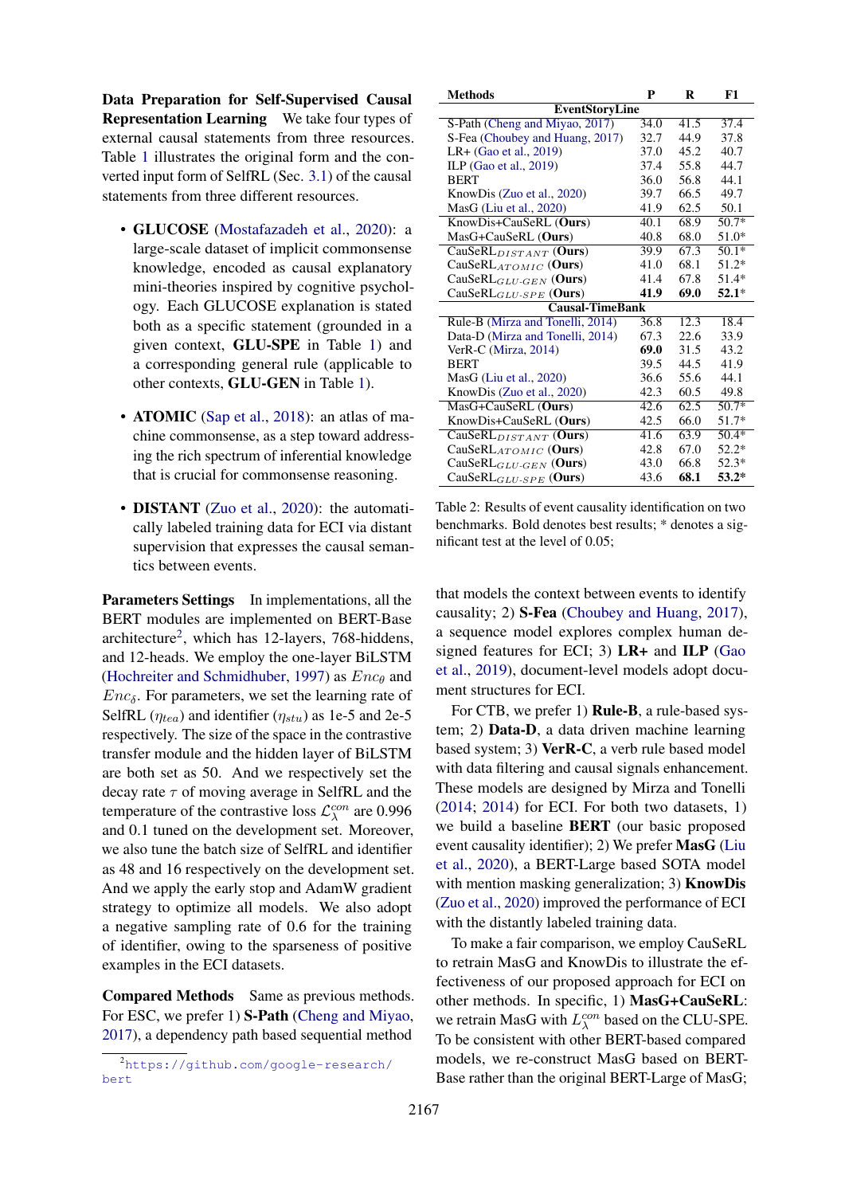**Data Preparation for Self-Supervised Causal Representation Learning** We take four types of external causal statements from three resources. Table 1 illustrates the original form and the converted input form of SelfRL (Sec. 3.1) of the causal statements from three different resources.

- **GLUCOSE** (Mostafazadeh et al., 2020): a large-scale dataset of implicit commonsense knowledge, encoded as causal explanatory mini-theories inspired by cognitive psychology. Each GLUCOSE explanation is stated both as a specific statement (grounded in a given context, **GLU-SPE** in Table 1) and a corresponding general rule (applicable to other contexts, **GLU-GEN** in Table 1).
- **ATOMIC** (Sap et al., 2018): an atlas of machine commonsense, as a step toward addressing the rich spectrum of inferential knowledge that is crucial for commonsense reasoning.
- **DISTANT** (Zuo et al., 2020): the automatically labeled training data for ECI via distant supervision that expresses the causal semantics between events.

**Parameters Settings** In implementations, all the BERT modules are implemented on BERT-Base architecture[2], which has 12-layers, 768-hiddens, and 12-heads. We employ the one-layer BiLSTM (Hochreiter and Schmidhuber, 1997) as $Enc_\theta$ and $Enc_\delta$. For parameters, we set the learning rate of SelfRL ($\eta_{tea}$) and identifier ($\eta_{stu}$) as 1e-5 and 2e-5 respectively. The size of the space in the contrastive transfer module and the hidden layer of BiLSTM are both set as 50. And we respectively set the decay rate $\tau$ of moving average in SelfRL and the temperature of the contrastive loss $\mathcal{L}_\lambda^{con}$ are 0.996 and 0.1 tuned on the development set. Moreover, we also tune the batch size of SelfRL and identifier as 48 and 16 respectively on the development set. And we apply the early stop and AdamW gradient strategy to optimize all models. We also adopt a negative sampling rate of 0.6 for the training of identifier, owing to the sparseness of positive examples in the ECI datasets.

**Compared Methods** Same as previous methods. For ESC, we prefer 1) **S-Path** (Cheng and Miyao, 2017), a dependency path based sequential method that models the context between events to identify causality; 2) **S-Fea** (Choubey and Huang, 2017), a sequence model explores complex human designed features for ECI; 3) **LR+** and **ILP** (Gao et al., 2019), document-level models adopt document structures for ECI.

[2] https://github.com/google-research/bert

| Methods | P | R | F1 |
|---|---|---|---|
| **EventStoryLine** | | | |
| S-Path (Cheng and Miyao, 2017) | 34.0 | 41.5 | 37.4 |
| S-Fea (Choubey and Huang, 2017) | 32.7 | 44.9 | 37.8 |
| LR+ (Gao et al., 2019) | 37.0 | 45.2 | 40.7 |
| ILP (Gao et al., 2019) | 37.4 | 55.8 | 44.7 |
| BERT | 36.0 | 56.8 | 44.1 |
| KnowDis (Zuo et al., 2020) | 39.7 | 66.5 | 49.7 |
| MasG (Liu et al., 2020) | 41.9 | 62.5 | 50.1 |
| KnowDis+CauSeRL (**Ours**) | 40.1 | 68.9 | 50.7* |
| MasG+CauSeRL (**Ours**) | 40.8 | 68.0 | 51.0* |
| CauSeRL$_{DISTANT}$ (**Ours**) | 39.9 | 67.3 | 50.1* |
| CauSeRL$_{ATOMIC}$ (**Ours**) | 41.0 | 68.1 | 51.2* |
| CauSeRL$_{GLU\text{-}GEN}$ (**Ours**) | 41.4 | 67.8 | 51.4* |
| CauSeRL$_{GLU\text{-}SPE}$ (**Ours**) | **41.9** | **69.0** | **52.1*** |
| **Causal-TimeBank** | | | |
| Rule-B (Mirza and Tonelli, 2014) | 36.8 | 12.3 | 18.4 |
| Data-D (Mirza and Tonelli, 2014) | 67.3 | 22.6 | 33.9 |
| VerR-C (Mirza, 2014) | **69.0** | 31.5 | 43.2 |
| BERT | 39.5 | 44.5 | 41.9 |
| MasG (Liu et al., 2020) | 36.6 | 55.6 | 44.1 |
| KnowDis (Zuo et al., 2020) | 42.3 | 60.5 | 49.8 |
| MasG+CauSeRL (**Ours**) | 42.6 | 62.5 | 50.7* |
| KnowDis+CauSeRL (**Ours**) | 42.5 | 66.0 | 51.7* |
| CauSeRL$_{DISTANT}$ (**Ours**) | 41.6 | 63.9 | 50.4* |
| CauSeRL$_{ATOMIC}$ (**Ours**) | 42.8 | 67.0 | 52.2* |
| CauSeRL$_{GLU\text{-}GEN}$ (**Ours**) | 43.0 | 66.8 | 52.3* |
| CauSeRL$_{GLU\text{-}SPE}$ (**Ours**) | 43.6 | **68.1** | **53.2*** |

Table 2: Results of event causality identification on two benchmarks. Bold denotes best results; * denotes a significant test at the level of 0.05;

For CTB, we prefer 1) **Rule-B**, a rule-based system; 2) **Data-D**, a data driven machine learning based system; 3) **VerR-C**, a verb rule based model with data filtering and causal signals enhancement. These models are designed by Mirza and Tonelli (2014; 2014) for ECI. For both two datasets, 1) we build a baseline **BERT** (our basic proposed event causality identifier); 2) We prefer **MasG** (Liu et al., 2020), a BERT-Large based SOTA model with mention masking generalization; 3) **KnowDis** (Zuo et al., 2020) improved the performance of ECI with the distantly labeled training data.

To make a fair comparison, we employ CauSeRL to retrain MasG and KnowDis to illustrate the effectiveness of our proposed approach for ECI on other methods. In specific, 1) **MasG+CauSeRL**: we retrain MasG with $L_\lambda^{con}$ based on the CLU-SPE. To be consistent with other BERT-based compared models, we re-construct MasG based on BERT-Base rather than the original BERT-Large of MasG;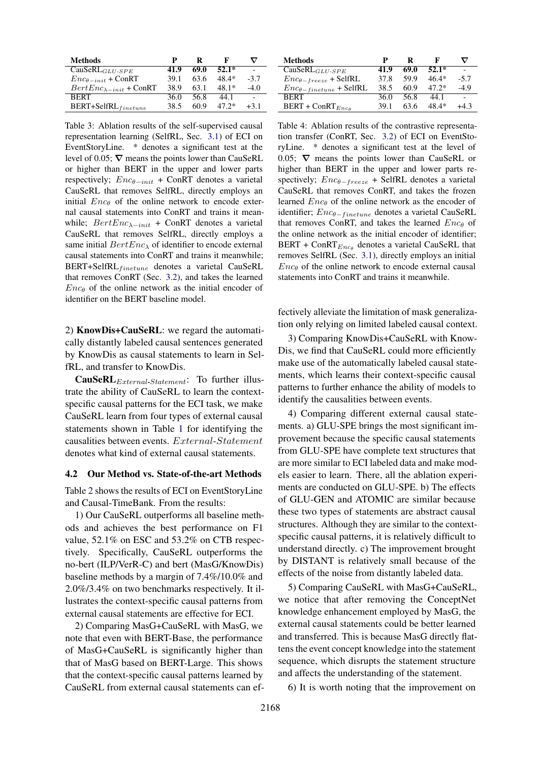| Methods | P | R | F | ∇ |
|---|---|---|---|---|
| CauSeRL$_{GLU\text{-}SPE}$ | **41.9** | **69.0** | **52.1***  | - |
| $Enc_{\theta-init}$ + ConRT | 39.1 | 63.6 | 48.4* | -3.7 |
| $BertEnc_{\lambda-init}$ + ConRT | 38.9 | 63.1 | 48.1* | -4.0 |
| BERT | 36.0 | 56.8 | 44.1 | - |
| BERT+SelfRL$_{finetune}$ | 38.5 | 60.9 | 47.2* | +3.1 |

Table 3: Ablation results of the self-supervised causal representation learning (SelfRL, Sec. 3.1) of ECI on EventStoryLine. * denotes a significant test at the level of 0.05; ∇ means the points lower than CauSeRL or higher than BERT in the upper and lower parts respectively; $Enc_{\theta-init}$ + ConRT denotes a varietal CauSeRL that removes SelfRL, directly employs an initial $Enc_{\theta}$ of the online network to encode external causal statements into ConRT and trains it meanwhile; $BertEnc_{\lambda-init}$ + ConRT denotes a varietal CauSeRL that removes SelfRL, directly employs a same initial $BertEnc_{\lambda}$ of identifier to encode external causal statements into ConRT and trains it meanwhile; BERT+SelfRL$_{finetune}$ denotes a varietal CauSeRL that removes ConRT (Sec. 3.2), and takes the learned $Enc_{\theta}$ of the online network as the initial encoder of identifier on the BERT baseline model.

| Methods | P | R | F | ∇ |
|---|---|---|---|---|
| CauSeRL$_{GLU\text{-}SPE}$ | **41.9** | **69.0** | **52.1*** | - |
| $Enc_{\theta-freeze}$ + SelfRL | 37.8 | 59.9 | 46.4* | -5.7 |
| $Enc_{\theta-finetune}$ + SelfRL | 38.5 | 60.9 | 47.2* | -4.9 |
| BERT | 36.0 | 56.8 | 44.1 | - |
| BERT + ConRT$_{Enc_{\theta}}$ | 39.1 | 63.6 | 48.4* | +4.3 |

Table 4: Ablation results of the contrastive representation transfer (ConRT, Sec. 3.2) of ECI on EventStoryLine. * denotes a significant test at the level of 0.05; ∇ means the points lower than CauSeRL or higher than BERT in the upper and lower parts respectively; $Enc_{\theta-freeze}$ + SelfRL denotes a varietal CauSeRL that removes ConRT, and takes the frozen learned $Enc_{\theta}$ of the online network as the encoder of identifier; $Enc_{\theta-finetune}$ denotes a varietal CauSeRL that removes ConRT, and takes the learned $Enc_{\theta}$ of the online network as the initial encoder of identifier; BERT + ConRT$_{Enc_{\theta}}$ denotes a varietal CauSeRL that removes SelfRL (Sec. 3.1), directly employs an initial $Enc_{\theta}$ of the online network to encode external causal statements into ConRT and trains it meanwhile.

2) **KnowDis+CauSeRL**: we regard the automatically distantly labeled causal sentences generated by KnowDis as causal statements to learn in SelfRL, and transfer to KnowDis.

**CauSeRL**$_{External\text{-}Statement}$: To further illustrate the ability of CauSeRL to learn the context-specific causal patterns for the ECI task, we make CauSeRL learn from four types of external causal statements shown in Table 1 for identifying the causalities between events. $External\text{-}Statement$ denotes what kind of external causal statements.

## 4.2 Our Method vs. State-of-the-art Methods

Table 2 shows the results of ECI on EventStoryLine and Causal-TimeBank. From the results:

1) Our CauSeRL outperforms all baseline methods and achieves the best performance on F1 value, 52.1% on ESC and 53.2% on CTB respectively. Specifically, CauSeRL outperforms the no-bert (ILP/VerR-C) and bert (MasG/KnowDis) baseline methods by a margin of 7.4%/10.0% and 2.0%/3.4% on two benchmarks respectively. It illustrates the context-specific causal patterns from external causal statements are effective for ECI.

2) Comparing MasG+CauSeRL with MasG, we note that even with BERT-Base, the performance of MasG+CauSeRL is significantly higher than that of MasG based on BERT-Large. This shows that the context-specific causal patterns learned by CauSeRL from external causal statements can effectively alleviate the limitation of mask generalization only relying on limited labeled causal context.

3) Comparing KnowDis+CauSeRL with KnowDis, we find that CauSeRL could more efficiently make use of the automatically labeled causal statements, which learns their context-specific causal patterns to further enhance the ability of models to identify the causalities between events.

4) Comparing different external causal statements. a) GLU-SPE brings the most significant improvement because the specific causal statements from GLU-SPE have complete text structures that are more similar to ECI labeled data and make models easier to learn. There, all the ablation experiments are conducted on GLU-SPE. b) The effects of GLU-GEN and ATOMIC are similar because these two types of statements are abstract causal structures. Although they are similar to the context-specific causal patterns, it is relatively difficult to understand directly. c) The improvement brought by DISTANT is relatively small because of the effects of the noise from distantly labeled data.

5) Comparing CauSeRL with MasG+CauSeRL, we notice that after removing the ConceptNet knowledge enhancement employed by MasG, the external causal statements could be better learned and transferred. This is because MasG directly flattens the event concept knowledge into the statement sequence, which disrupts the statement structure and affects the understanding of the statement.

6) It is worth noting that the improvement on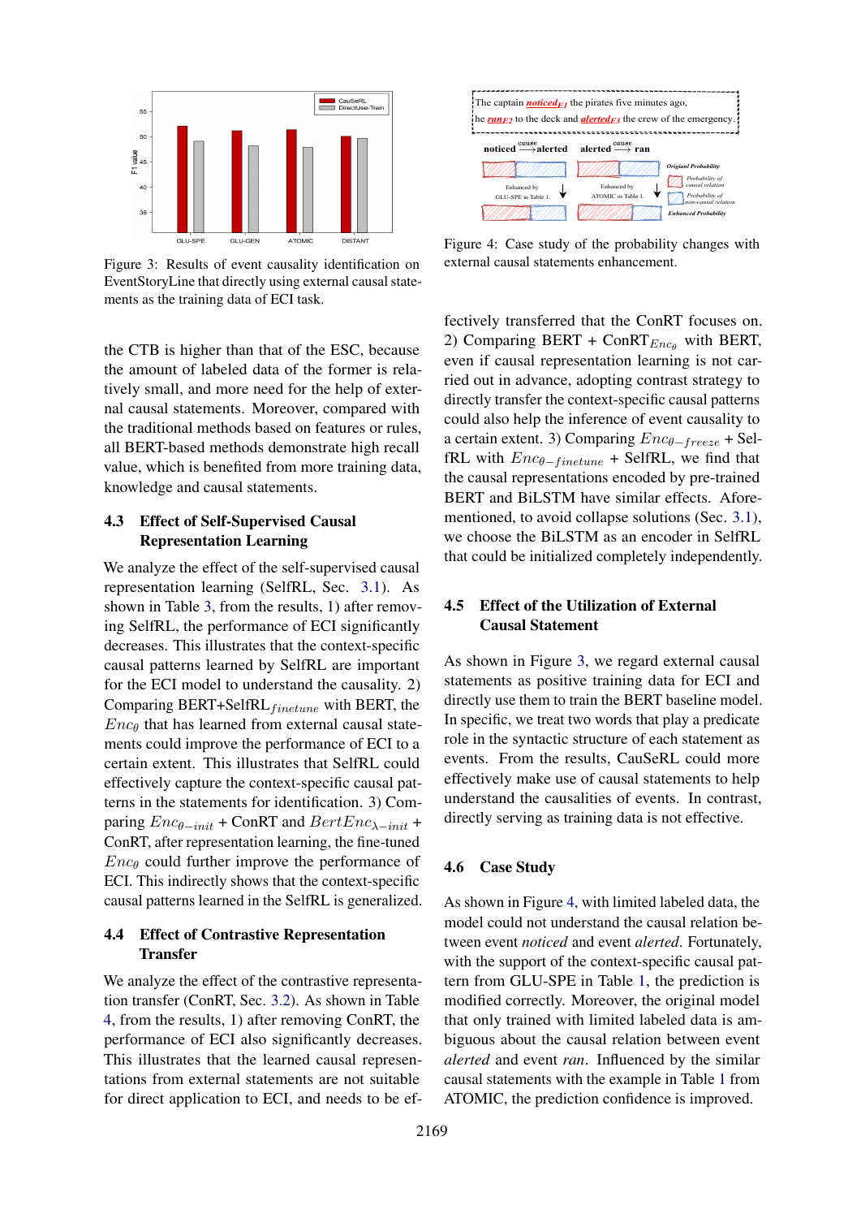Figure 3: Results of event causality identification on EventStoryLine that directly using external causal statements as the training data of ECI task.

Figure 4: Case study of the probability changes with external causal statements enhancement.

the CTB is higher than that of the ESC, because the amount of labeled data of the former is relatively small, and more need for the help of external causal statements. Moreover, compared with the traditional methods based on features or rules, all BERT-based methods demonstrate high recall value, which is benefited from more training data, knowledge and causal statements.

### 4.3 Effect of Self-Supervised Causal Representation Learning

We analyze the effect of the self-supervised causal representation learning (SelfRL, Sec. 3.1). As shown in Table 3, from the results, 1) after removing SelfRL, the performance of ECI significantly decreases. This illustrates that the context-specific causal patterns learned by SelfRL are important for the ECI model to understand the causality. 2) Comparing BERT+SelfRL$_{finetune}$ with BERT, the $Enc_\theta$ that has learned from external causal statements could improve the performance of ECI to a certain extent. This illustrates that SelfRL could effectively capture the context-specific causal patterns in the statements for identification. 3) Comparing $Enc_{\theta-init}$ + ConRT and $BertEnc_{\lambda-init}$ + ConRT, after representation learning, the fine-tuned $Enc_\theta$ could further improve the performance of ECI. This indirectly shows that the context-specific causal patterns learned in the SelfRL is generalized.

### 4.4 Effect of Contrastive Representation Transfer

We analyze the effect of the contrastive representation transfer (ConRT, Sec. 3.2). As shown in Table 4, from the results, 1) after removing ConRT, the performance of ECI also significantly decreases. This illustrates that the learned causal representations from external statements are not suitable for direct application to ECI, and needs to be effectively transferred that the ConRT focuses on. 2) Comparing BERT + ConRT$_{Enc_\theta}$ with BERT, even if causal representation learning is not carried out in advance, adopting contrast strategy to directly transfer the context-specific causal patterns could also help the inference of event causality to a certain extent. 3) Comparing $Enc_{\theta-freeze}$ + SelfRL with $Enc_{\theta-finetune}$ + SelfRL, we find that the causal representations encoded by pre-trained BERT and BiLSTM have similar effects. Aforementioned, to avoid collapse solutions (Sec. 3.1), we choose the BiLSTM as an encoder in SelfRL that could be initialized completely independently.

### 4.5 Effect of the Utilization of External Causal Statement

As shown in Figure 3, we regard external causal statements as positive training data for ECI and directly use them to train the BERT baseline model. In specific, we treat two words that play a predicate role in the syntactic structure of each statement as events. From the results, CauSeRL could more effectively make use of causal statements to help understand the causalities of events. In contrast, directly serving as training data is not effective.

### 4.6 Case Study

As shown in Figure 4, with limited labeled data, the model could not understand the causal relation between event *noticed* and event *alerted*. Fortunately, with the support of the context-specific causal pattern from GLU-SPE in Table 1, the prediction is modified correctly. Moreover, the original model that only trained with limited labeled data is ambiguous about the causal relation between event *alerted* and event *ran*. Influenced by the similar causal statements with the example in Table 1 from ATOMIC, the prediction confidence is improved.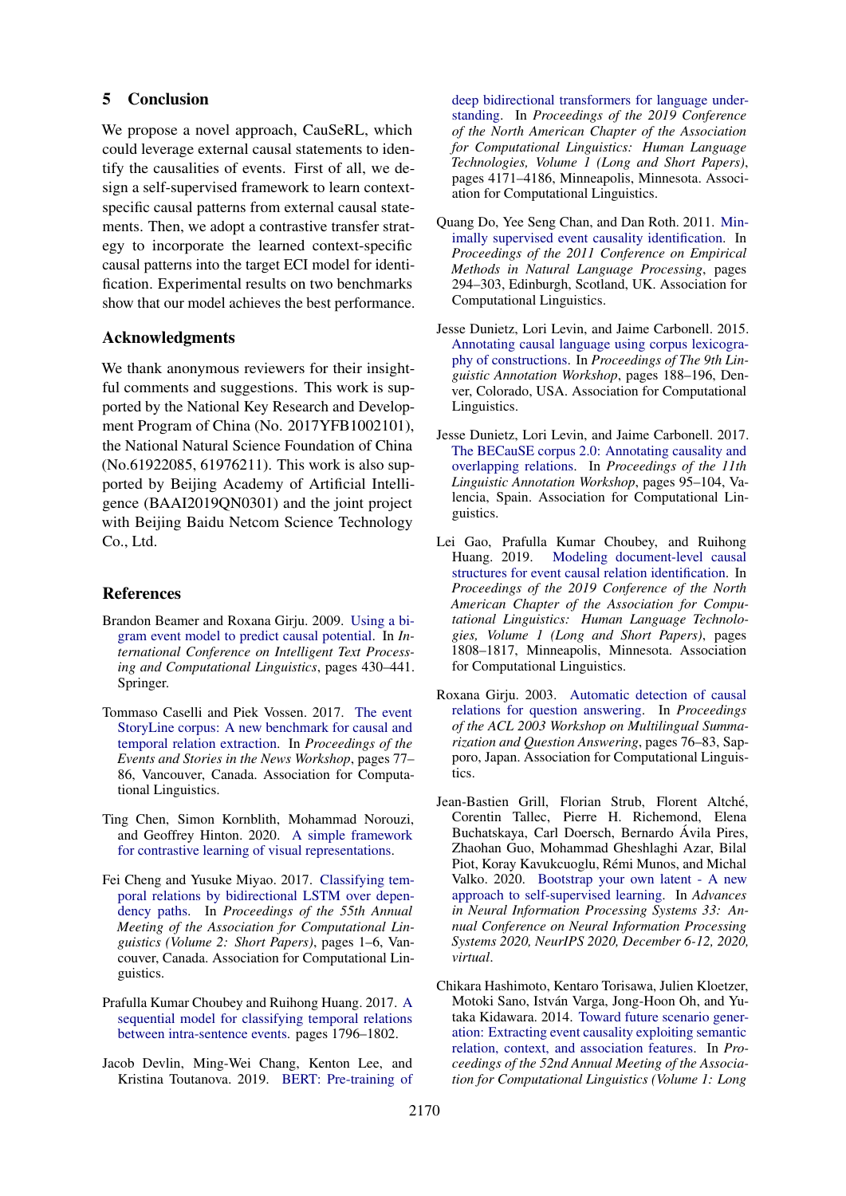## 5 Conclusion

We propose a novel approach, CauSeRL, which could leverage external causal statements to identify the causalities of events. First of all, we design a self-supervised framework to learn context-specific causal patterns from external causal statements. Then, we adopt a contrastive transfer strategy to incorporate the learned context-specific causal patterns into the target ECI model for identification. Experimental results on two benchmarks show that our model achieves the best performance.

## Acknowledgments

We thank anonymous reviewers for their insightful comments and suggestions. This work is supported by the National Key Research and Development Program of China (No. 2017YFB1002101), the National Natural Science Foundation of China (No.61922085, 61976211). This work is also supported by Beijing Academy of Artificial Intelligence (BAAI2019QN0301) and the joint project with Beijing Baidu Netcom Science Technology Co., Ltd.

## References

Brandon Beamer and Roxana Girju. 2009. Using a bigram event model to predict causal potential. In *International Conference on Intelligent Text Processing and Computational Linguistics*, pages 430–441. Springer.

Tommaso Caselli and Piek Vossen. 2017. The event StoryLine corpus: A new benchmark for causal and temporal relation extraction. In *Proceedings of the Events and Stories in the News Workshop*, pages 77–86, Vancouver, Canada. Association for Computational Linguistics.

Ting Chen, Simon Kornblith, Mohammad Norouzi, and Geoffrey Hinton. 2020. A simple framework for contrastive learning of visual representations.

Fei Cheng and Yusuke Miyao. 2017. Classifying temporal relations by bidirectional LSTM over dependency paths. In *Proceedings of the 55th Annual Meeting of the Association for Computational Linguistics (Volume 2: Short Papers)*, pages 1–6, Vancouver, Canada. Association for Computational Linguistics.

Prafulla Kumar Choubey and Ruihong Huang. 2017. A sequential model for classifying temporal relations between intra-sentence events. pages 1796–1802.

Jacob Devlin, Ming-Wei Chang, Kenton Lee, and Kristina Toutanova. 2019. BERT: Pre-training of deep bidirectional transformers for language understanding. In *Proceedings of the 2019 Conference of the North American Chapter of the Association for Computational Linguistics: Human Language Technologies, Volume 1 (Long and Short Papers)*, pages 4171–4186, Minneapolis, Minnesota. Association for Computational Linguistics.

Quang Do, Yee Seng Chan, and Dan Roth. 2011. Minimally supervised event causality identification. In *Proceedings of the 2011 Conference on Empirical Methods in Natural Language Processing*, pages 294–303, Edinburgh, Scotland, UK. Association for Computational Linguistics.

Jesse Dunietz, Lori Levin, and Jaime Carbonell. 2015. Annotating causal language using corpus lexicography of constructions. In *Proceedings of The 9th Linguistic Annotation Workshop*, pages 188–196, Denver, Colorado, USA. Association for Computational Linguistics.

Jesse Dunietz, Lori Levin, and Jaime Carbonell. 2017. The BECauSE corpus 2.0: Annotating causality and overlapping relations. In *Proceedings of the 11th Linguistic Annotation Workshop*, pages 95–104, Valencia, Spain. Association for Computational Linguistics.

Lei Gao, Prafulla Kumar Choubey, and Ruihong Huang. 2019. Modeling document-level causal structures for event causal relation identification. In *Proceedings of the 2019 Conference of the North American Chapter of the Association for Computational Linguistics: Human Language Technologies, Volume 1 (Long and Short Papers)*, pages 1808–1817, Minneapolis, Minnesota. Association for Computational Linguistics.

Roxana Girju. 2003. Automatic detection of causal relations for question answering. In *Proceedings of the ACL 2003 Workshop on Multilingual Summarization and Question Answering*, pages 76–83, Sapporo, Japan. Association for Computational Linguistics.

Jean-Bastien Grill, Florian Strub, Florent Altché, Corentin Tallec, Pierre H. Richemond, Elena Buchatskaya, Carl Doersch, Bernardo Ávila Pires, Zhaohan Guo, Mohammad Gheshlaghi Azar, Bilal Piot, Koray Kavukcuoglu, Rémi Munos, and Michal Valko. 2020. Bootstrap your own latent - A new approach to self-supervised learning. In *Advances in Neural Information Processing Systems 33: Annual Conference on Neural Information Processing Systems 2020, NeurIPS 2020, December 6-12, 2020, virtual*.

Chikara Hashimoto, Kentaro Torisawa, Julien Kloetzer, Motoki Sano, István Varga, Jong-Hoon Oh, and Yutaka Kidawara. 2014. Toward future scenario generation: Extracting event causality exploiting semantic relation, context, and association features. In *Proceedings of the 52nd Annual Meeting of the Association for Computational Linguistics (Volume 1: Long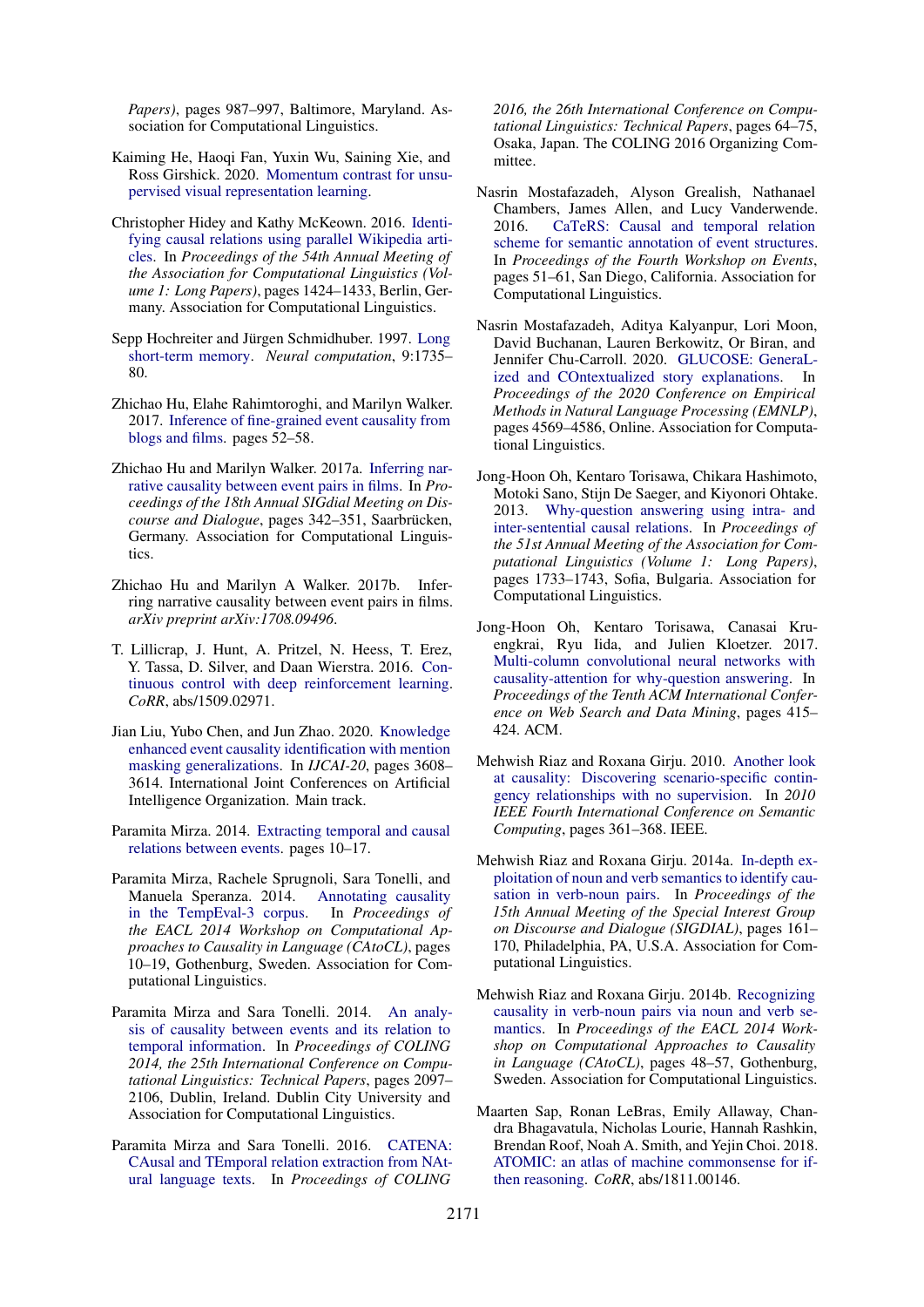*Papers)*, pages 987–997, Baltimore, Maryland. Association for Computational Linguistics.

Kaiming He, Haoqi Fan, Yuxin Wu, Saining Xie, and Ross Girshick. 2020. Momentum contrast for unsupervised visual representation learning.

Christopher Hidey and Kathy McKeown. 2016. Identifying causal relations using parallel Wikipedia articles. In *Proceedings of the 54th Annual Meeting of the Association for Computational Linguistics (Volume 1: Long Papers)*, pages 1424–1433, Berlin, Germany. Association for Computational Linguistics.

Sepp Hochreiter and Jürgen Schmidhuber. 1997. Long short-term memory. *Neural computation*, 9:1735–80.

Zhichao Hu, Elahe Rahimtoroghi, and Marilyn Walker. 2017. Inference of fine-grained event causality from blogs and films. pages 52–58.

Zhichao Hu and Marilyn Walker. 2017a. Inferring narrative causality between event pairs in films. In *Proceedings of the 18th Annual SIGdial Meeting on Discourse and Dialogue*, pages 342–351, Saarbrücken, Germany. Association for Computational Linguistics.

Zhichao Hu and Marilyn A Walker. 2017b. Inferring narrative causality between event pairs in films. *arXiv preprint arXiv:1708.09496*.

T. Lillicrap, J. Hunt, A. Pritzel, N. Heess, T. Erez, Y. Tassa, D. Silver, and Daan Wierstra. 2016. Continuous control with deep reinforcement learning. *CoRR*, abs/1509.02971.

Jian Liu, Yubo Chen, and Jun Zhao. 2020. Knowledge enhanced event causality identification with mention masking generalizations. In *IJCAI-20*, pages 3608–3614. International Joint Conferences on Artificial Intelligence Organization. Main track.

Paramita Mirza. 2014. Extracting temporal and causal relations between events. pages 10–17.

Paramita Mirza, Rachele Sprugnoli, Sara Tonelli, and Manuela Speranza. 2014. Annotating causality in the TempEval-3 corpus. In *Proceedings of the EACL 2014 Workshop on Computational Approaches to Causality in Language (CAtoCL)*, pages 10–19, Gothenburg, Sweden. Association for Computational Linguistics.

Paramita Mirza and Sara Tonelli. 2014. An analysis of causality between events and its relation to temporal information. In *Proceedings of COLING 2014, the 25th International Conference on Computational Linguistics: Technical Papers*, pages 2097–2106, Dublin, Ireland. Dublin City University and Association for Computational Linguistics.

Paramita Mirza and Sara Tonelli. 2016. CATENA: CAusal and TEmporal relation extraction from NAtural language texts. In *Proceedings of COLING 2016, the 26th International Conference on Computational Linguistics: Technical Papers*, pages 64–75, Osaka, Japan. The COLING 2016 Organizing Committee.

Nasrin Mostafazadeh, Alyson Grealish, Nathanael Chambers, James Allen, and Lucy Vanderwende. 2016. CaTeRS: Causal and temporal relation scheme for semantic annotation of event structures. In *Proceedings of the Fourth Workshop on Events*, pages 51–61, San Diego, California. Association for Computational Linguistics.

Nasrin Mostafazadeh, Aditya Kalyanpur, Lori Moon, David Buchanan, Lauren Berkowitz, Or Biran, and Jennifer Chu-Carroll. 2020. GLUCOSE: GeneraLized and COntextualized story explanations. In *Proceedings of the 2020 Conference on Empirical Methods in Natural Language Processing (EMNLP)*, pages 4569–4586, Online. Association for Computational Linguistics.

Jong-Hoon Oh, Kentaro Torisawa, Chikara Hashimoto, Motoki Sano, Stijn De Saeger, and Kiyonori Ohtake. 2013. Why-question answering using intra- and inter-sentential causal relations. In *Proceedings of the 51st Annual Meeting of the Association for Computational Linguistics (Volume 1: Long Papers)*, pages 1733–1743, Sofia, Bulgaria. Association for Computational Linguistics.

Jong-Hoon Oh, Kentaro Torisawa, Canasai Kruengkrai, Ryu Iida, and Julien Kloetzer. 2017. Multi-column convolutional neural networks with causality-attention for why-question answering. In *Proceedings of the Tenth ACM International Conference on Web Search and Data Mining*, pages 415–424. ACM.

Mehwish Riaz and Roxana Girju. 2010. Another look at causality: Discovering scenario-specific contingency relationships with no supervision. In *2010 IEEE Fourth International Conference on Semantic Computing*, pages 361–368. IEEE.

Mehwish Riaz and Roxana Girju. 2014a. In-depth exploitation of noun and verb semantics to identify causation in verb-noun pairs. In *Proceedings of the 15th Annual Meeting of the Special Interest Group on Discourse and Dialogue (SIGDIAL)*, pages 161–170, Philadelphia, PA, U.S.A. Association for Computational Linguistics.

Mehwish Riaz and Roxana Girju. 2014b. Recognizing causality in verb-noun pairs via noun and verb semantics. In *Proceedings of the EACL 2014 Workshop on Computational Approaches to Causality in Language (CAtoCL)*, pages 48–57, Gothenburg, Sweden. Association for Computational Linguistics.

Maarten Sap, Ronan LeBras, Emily Allaway, Chandra Bhagavatula, Nicholas Lourie, Hannah Rashkin, Brendan Roof, Noah A. Smith, and Yejin Choi. 2018. ATOMIC: an atlas of machine commonsense for if-then reasoning. *CoRR*, abs/1811.00146.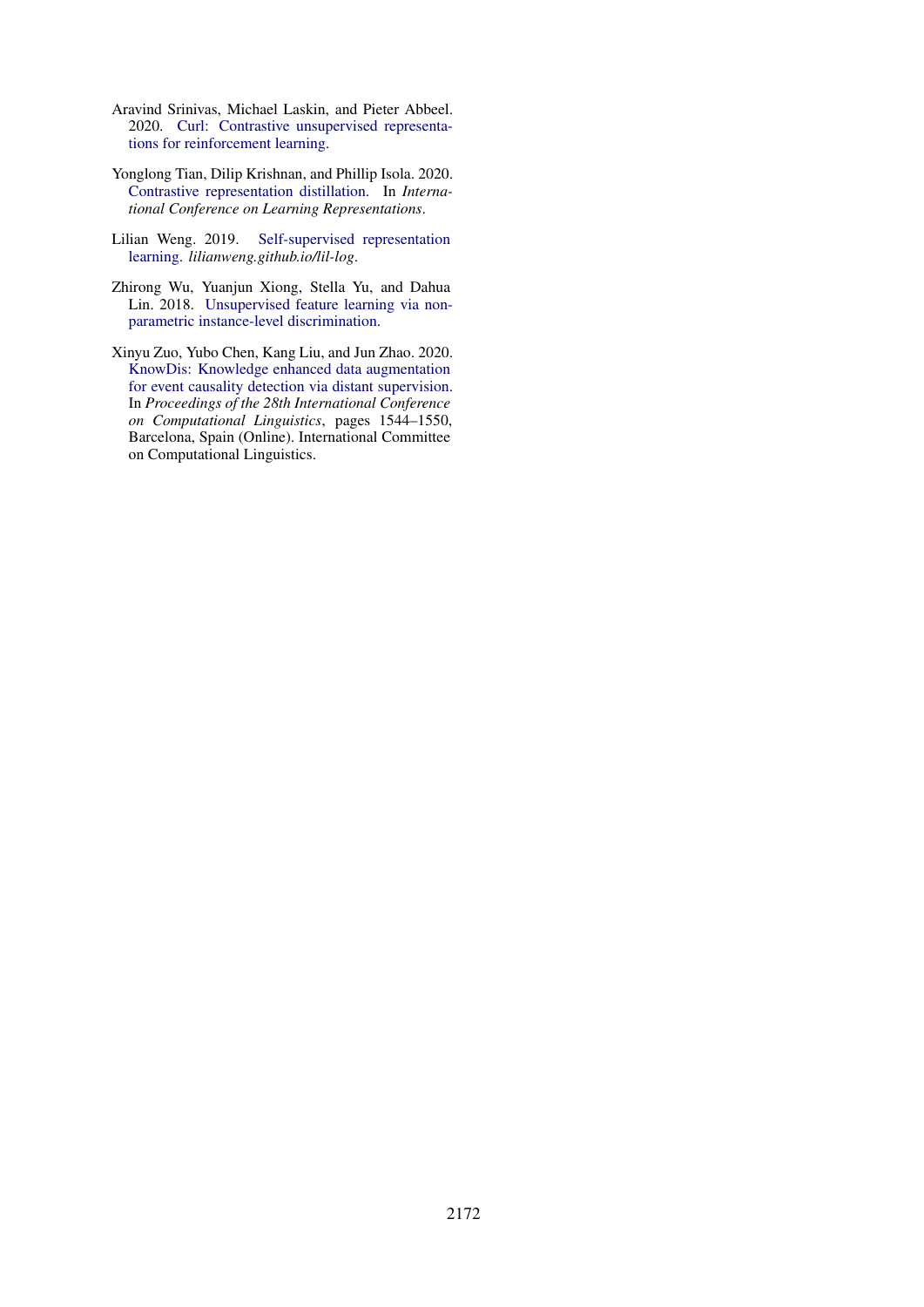Aravind Srinivas, Michael Laskin, and Pieter Abbeel. 2020. Curl: Contrastive unsupervised representations for reinforcement learning.

Yonglong Tian, Dilip Krishnan, and Phillip Isola. 2020. Contrastive representation distillation. In *International Conference on Learning Representations*.

Lilian Weng. 2019. Self-supervised representation learning. *lilianweng.github.io/lil-log*.

Zhirong Wu, Yuanjun Xiong, Stella Yu, and Dahua Lin. 2018. Unsupervised feature learning via non-parametric instance-level discrimination.

Xinyu Zuo, Yubo Chen, Kang Liu, and Jun Zhao. 2020. KnowDis: Knowledge enhanced data augmentation for event causality detection via distant supervision. In *Proceedings of the 28th International Conference on Computational Linguistics*, pages 1544–1550, Barcelona, Spain (Online). International Committee on Computational Linguistics.